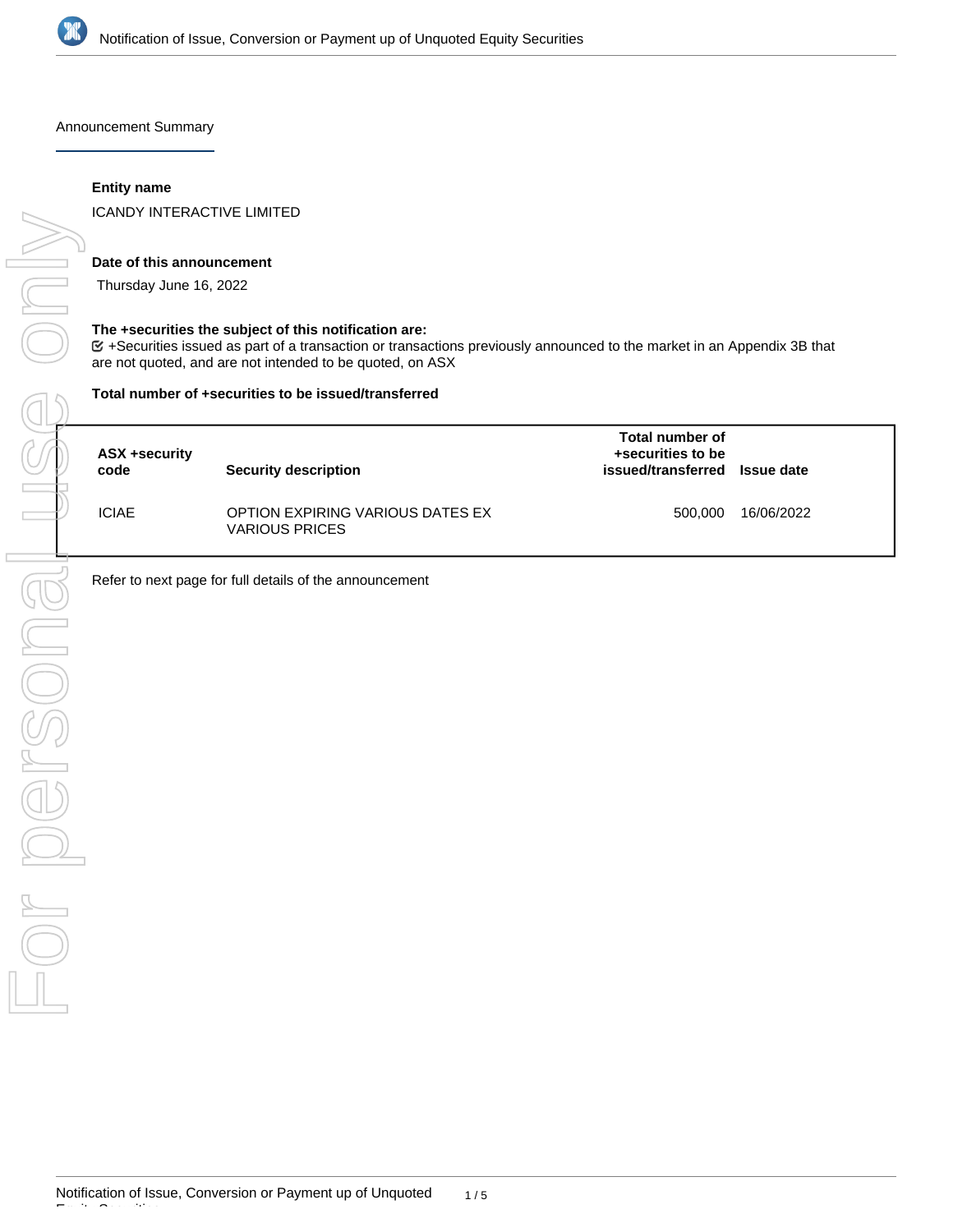# Notification of Issue, Conversion or Payment up of Unquoted Equity Securities

## Announcement Summary

**Entity name**

ICANDY INTERACTIVE LIMITED

**Date of this announcement**

Thursday June 16, 2022

**The +securities the subject of this notification are:**

☑ +Securities issued as part of a transaction or transactions previously announced to the market in an Appendix 3B that are not quoted, and are not intended to be quoted, on ASX

**Total number of +securities to be issued/transferred**

| ASX +security code | Security description | Total number of +securities to be issued/transferred | Issue date |
|---|---|---|---|
| ICIAE | OPTION EXPIRING VARIOUS DATES EX VARIOUS PRICES | 500,000 | 16/06/2022 |

Refer to next page for full details of the announcement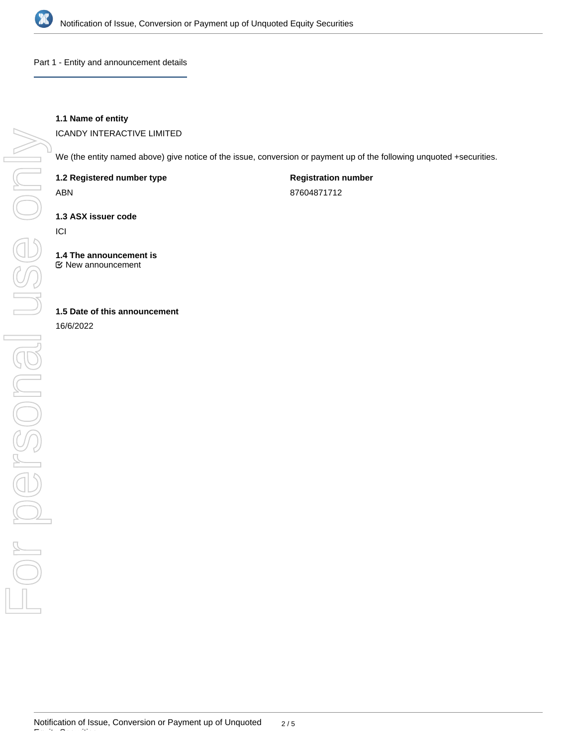## Part 1 - Entity and announcement details

**1.1 Name of entity**

ICANDY INTERACTIVE LIMITED

We (the entity named above) give notice of the issue, conversion or payment up of the following unquoted +securities.

| **1.2 Registered number type** | **Registration number** |
|---|---|
| ABN | 87604871712 |

**1.3 ASX issuer code**

ICI

**1.4 The announcement is**

☑ New announcement

**1.5 Date of this announcement**

16/6/2022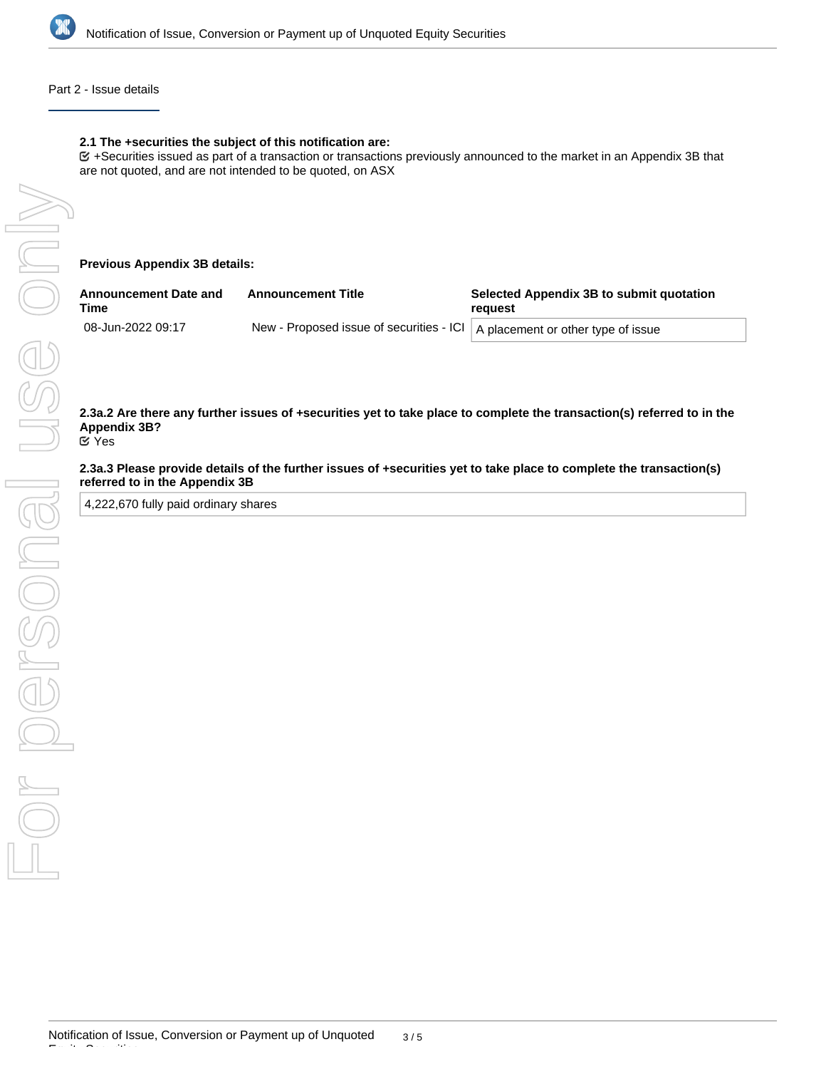## Part 2 - Issue details

**2.1 The +securities the subject of this notification are:**

☑ +Securities issued as part of a transaction or transactions previously announced to the market in an Appendix 3B that are not quoted, and are not intended to be quoted, on ASX

**Previous Appendix 3B details:**

| Announcement Date and Time | Announcement Title | Selected Appendix 3B to submit quotation request |
|---|---|---|
| 08-Jun-2022 09:17 | New - Proposed issue of securities - ICI | A placement or other type of issue |

**2.3a.2 Are there any further issues of +securities yet to take place to complete the transaction(s) referred to in the Appendix 3B?**

☑ Yes

**2.3a.3 Please provide details of the further issues of +securities yet to take place to complete the transaction(s) referred to in the Appendix 3B**

4,222,670 fully paid ordinary shares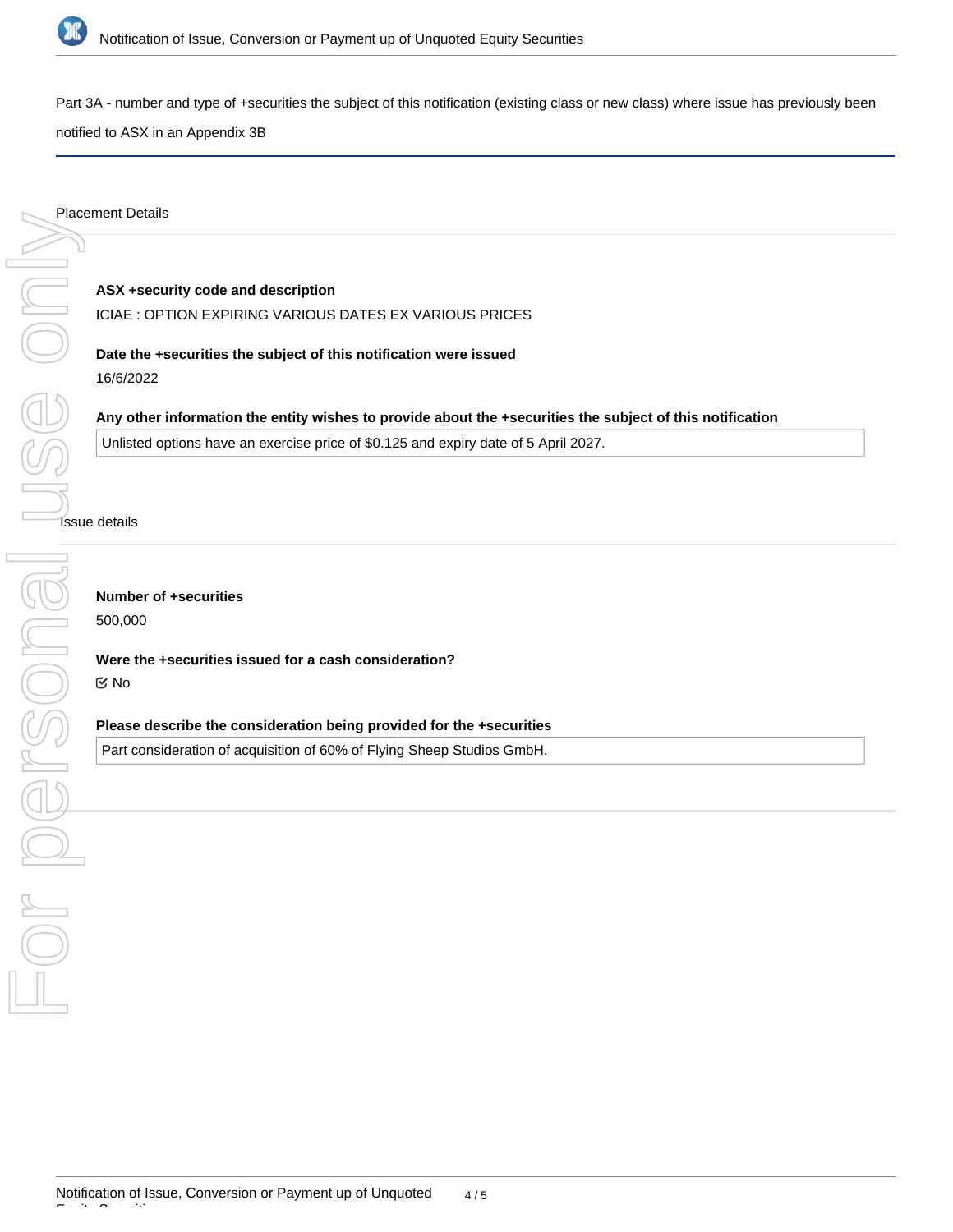Part 3A - number and type of +securities the subject of this notification (existing class or new class) where issue has previously been notified to ASX in an Appendix 3B

## Placement Details

**ASX +security code and description**

ICIAE : OPTION EXPIRING VARIOUS DATES EX VARIOUS PRICES

**Date the +securities the subject of this notification were issued**

16/6/2022

**Any other information the entity wishes to provide about the +securities the subject of this notification**

Unlisted options have an exercise price of $0.125 and expiry date of 5 April 2027.

## Issue details

**Number of +securities**

500,000

**Were the +securities issued for a cash consideration?**

☑ No

**Please describe the consideration being provided for the +securities**

Part consideration of acquisition of 60% of Flying Sheep Studios GmbH.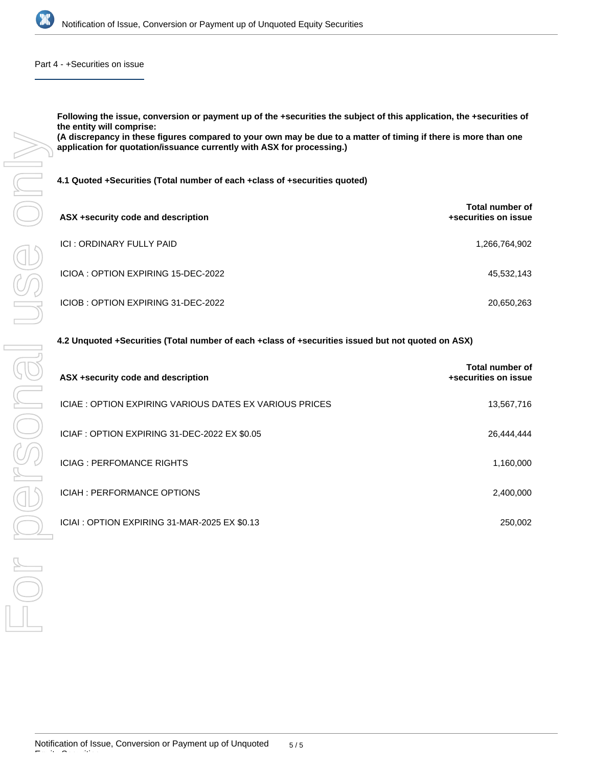## Part 4 - +Securities on issue

**Following the issue, conversion or payment up of the +securities the subject of this application, the +securities of the entity will comprise:**
**(A discrepancy in these figures compared to your own may be due to a matter of timing if there is more than one application for quotation/issuance currently with ASX for processing.)**

**4.1 Quoted +Securities (Total number of each +class of +securities quoted)**

| ASX +security code and description | Total number of +securities on issue |
|---|---|
| ICI : ORDINARY FULLY PAID | 1,266,764,902 |
| ICIOA : OPTION EXPIRING 15-DEC-2022 | 45,532,143 |
| ICIOB : OPTION EXPIRING 31-DEC-2022 | 20,650,263 |

**4.2 Unquoted +Securities (Total number of each +class of +securities issued but not quoted on ASX)**

| ASX +security code and description | Total number of +securities on issue |
|---|---|
| ICIAE : OPTION EXPIRING VARIOUS DATES EX VARIOUS PRICES | 13,567,716 |
| ICIAF : OPTION EXPIRING 31-DEC-2022 EX $0.05 | 26,444,444 |
| ICIAG : PERFOMANCE RIGHTS | 1,160,000 |
| ICIAH : PERFORMANCE OPTIONS | 2,400,000 |
| ICIAI : OPTION EXPIRING 31-MAR-2025 EX $0.13 | 250,002 |